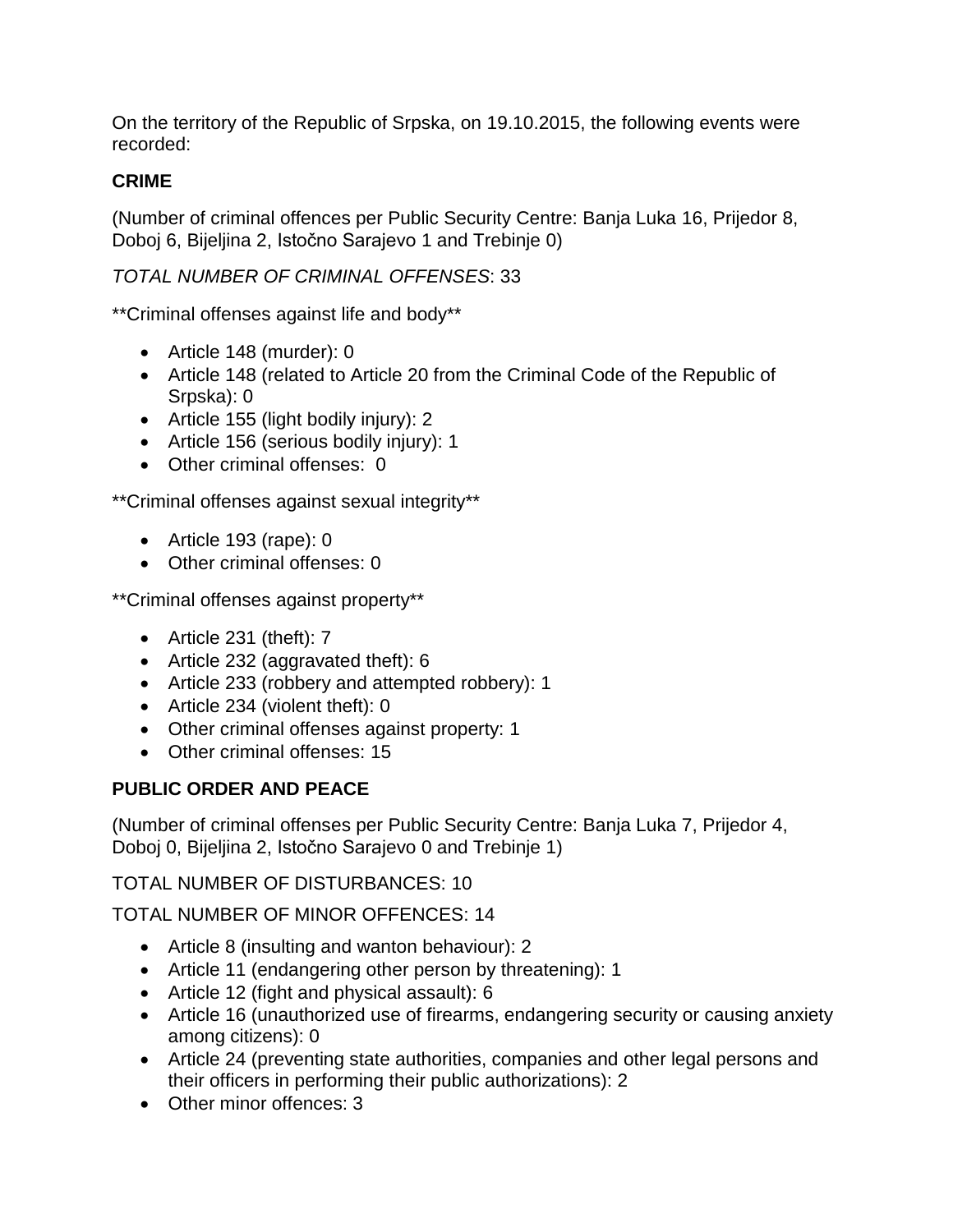On the territory of the Republic of Srpska, on 19.10.2015, the following events were recorded:

**CRIME**

(Number of criminal offences per Public Security Centre: Banja Luka 16, Prijedor 8, Doboj 6, Bijeljina 2, Istočno Sarajevo 1 and Trebinje 0)

*TOTAL NUMBER OF CRIMINAL OFFENSES*: 33

**Criminal offenses against life and body**

- Article 148 (murder): 0
- Article 148 (related to Article 20 from the Criminal Code of the Republic of Srpska): 0
- Article 155 (light bodily injury): 2
- Article 156 (serious bodily injury): 1
- Other criminal offenses: 0

**Criminal offenses against sexual integrity**

- Article 193 (rape): 0
- Other criminal offenses: 0

**Criminal offenses against property**

- Article 231 (theft): 7
- Article 232 (aggravated theft): 6
- Article 233 (robbery and attempted robbery): 1
- Article 234 (violent theft): 0
- Other criminal offenses against property: 1
- Other criminal offenses: 15

**PUBLIC ORDER AND PEACE**

(Number of criminal offenses per Public Security Centre: Banja Luka 7, Prijedor 4, Doboj 0, Bijeljina 2, Istočno Sarajevo 0 and Trebinje 1)

TOTAL NUMBER OF DISTURBANCES: 10

TOTAL NUMBER OF MINOR OFFENCES: 14

- Article 8 (insulting and wanton behaviour): 2
- Article 11 (endangering other person by threatening): 1
- Article 12 (fight and physical assault): 6
- Article 16 (unauthorized use of firearms, endangering security or causing anxiety among citizens): 0
- Article 24 (preventing state authorities, companies and other legal persons and their officers in performing their public authorizations): 2
- Other minor offences: 3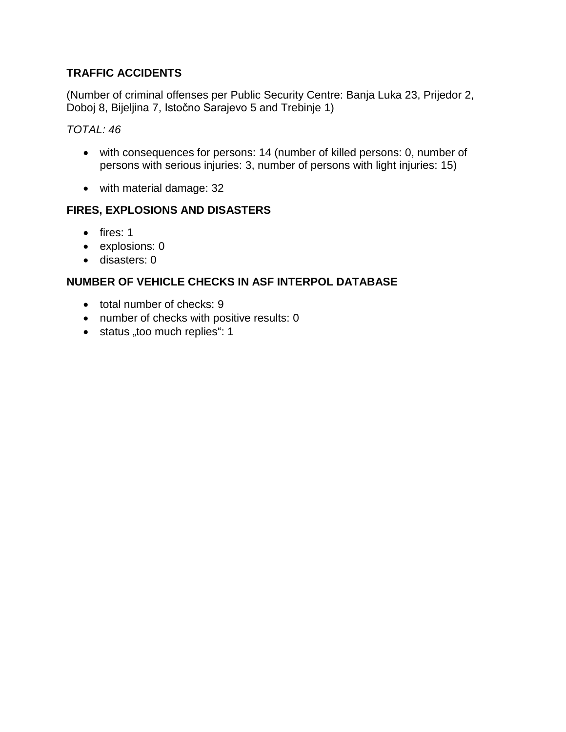**TRAFFIC ACCIDENTS**

(Number of criminal offenses per Public Security Centre: Banja Luka 23, Prijedor 2, Doboj 8, Bijeljina 7, Istočno Sarajevo 5 and Trebinje 1)

*TOTAL: 46*

- with consequences for persons: 14 (number of killed persons: 0, number of persons with serious injuries: 3, number of persons with light injuries: 15)

- with material damage: 32

**FIRES, EXPLOSIONS AND DISASTERS**

- fires: 1
- explosions: 0
- disasters: 0

**NUMBER OF VEHICLE CHECKS IN ASF INTERPOL DATABASE**

- total number of checks: 9
- number of checks with positive results: 0
- status „too much replies“: 1